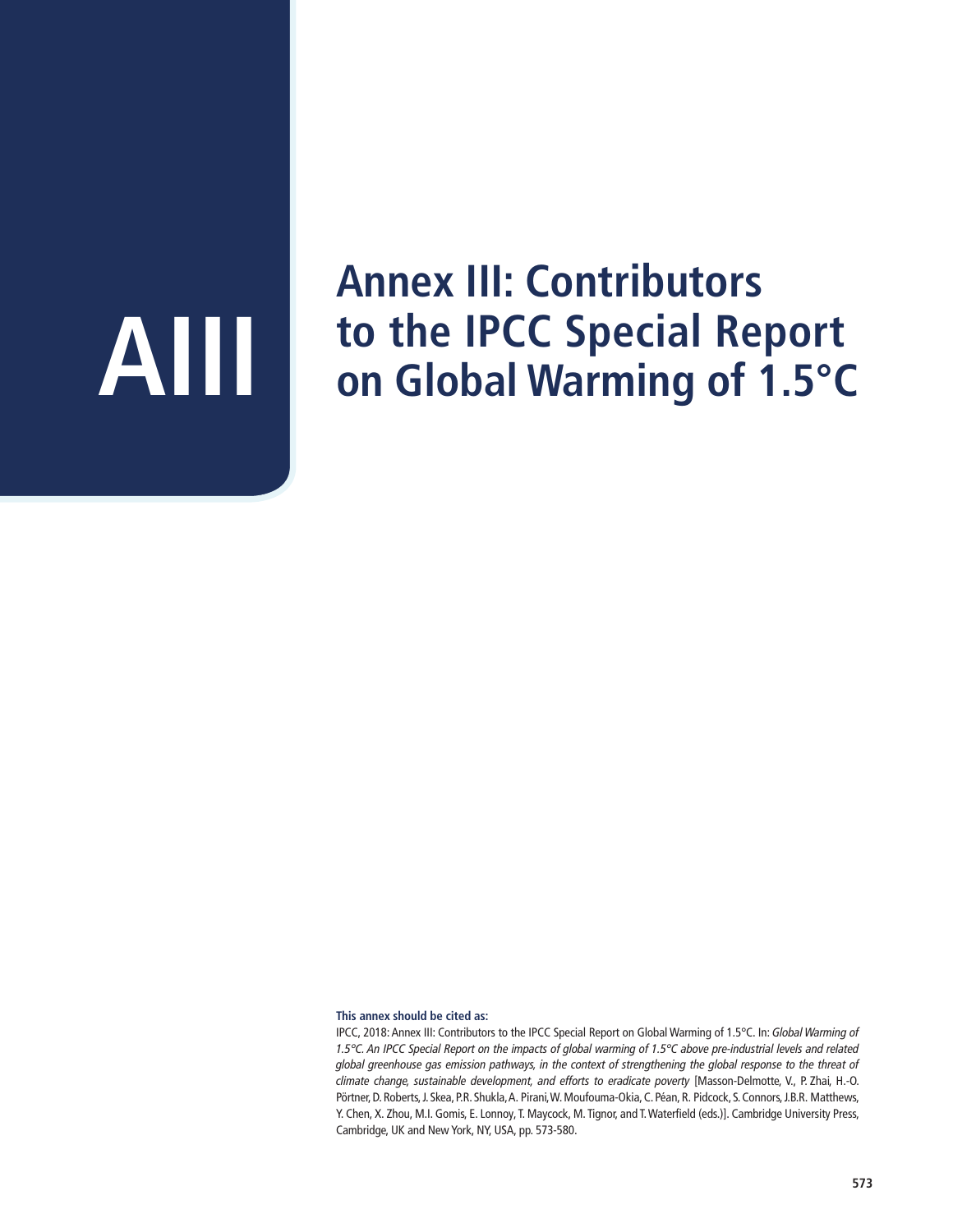# AIII

# Annex III: Contributors to the IPCC Special Report on Global Warming of 1.5°C

**This annex should be cited as:**

IPCC, 2018: Annex III: Contributors to the IPCC Special Report on Global Warming of 1.5°C. In: *Global Warming of 1.5°C. An IPCC Special Report on the impacts of global warming of 1.5°C above pre-industrial levels and related global greenhouse gas emission pathways, in the context of strengthening the global response to the threat of climate change, sustainable development, and efforts to eradicate poverty* [Masson-Delmotte, V., P. Zhai, H.-O. Pörtner, D. Roberts, J. Skea, P.R. Shukla, A. Pirani, W. Moufouma-Okia, C. Péan, R. Pidcock, S. Connors, J.B.R. Matthews, Y. Chen, X. Zhou, M.I. Gomis, E. Lonnoy, T. Maycock, M. Tignor, and T. Waterfield (eds.)]. Cambridge University Press, Cambridge, UK and New York, NY, USA, pp. 573-580.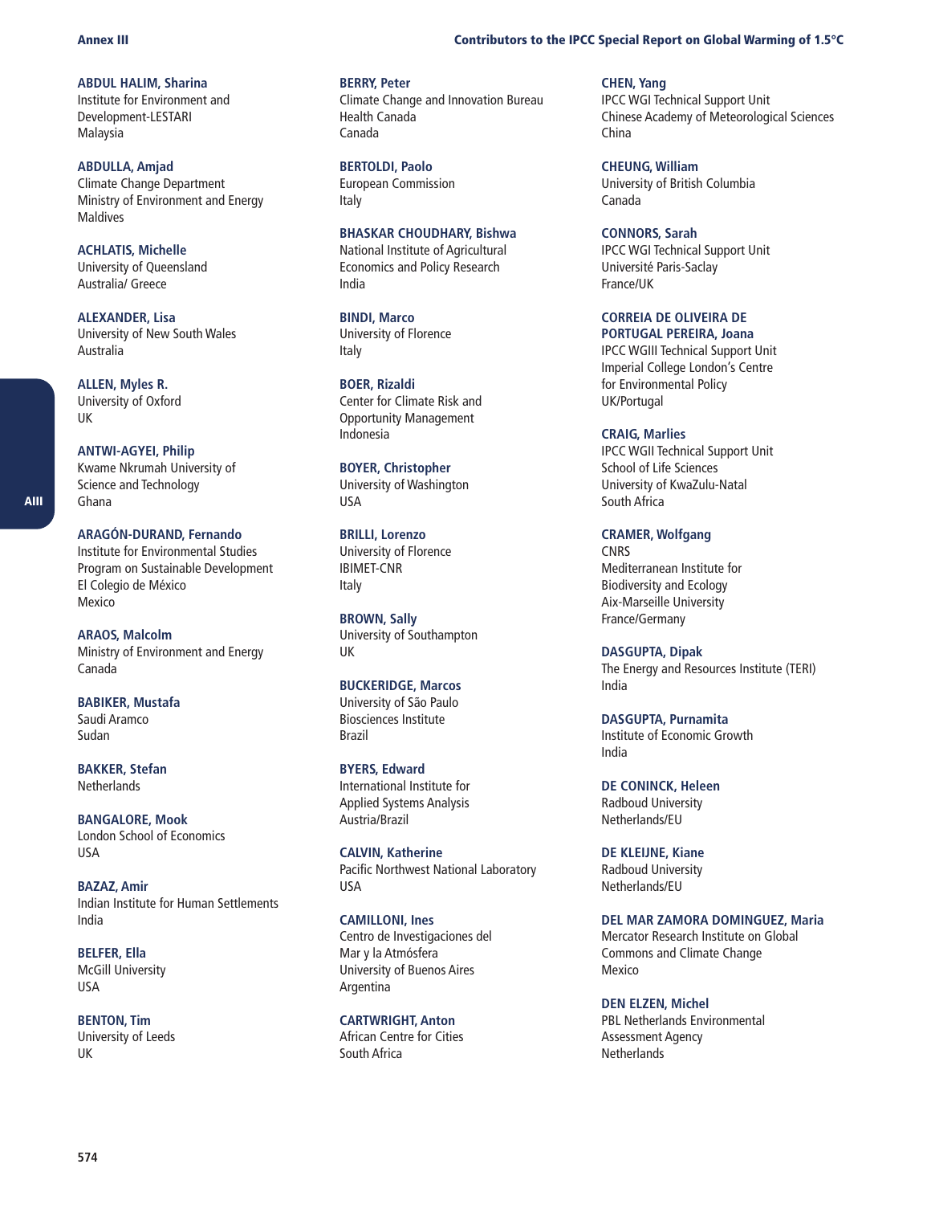**ABDUL HALIM, Sharina**
Institute for Environment and Development-LESTARI
Malaysia

**ABDULLA, Amjad**
Climate Change Department
Ministry of Environment and Energy
Maldives

**ACHLATIS, Michelle**
University of Queensland
Australia/ Greece

**ALEXANDER, Lisa**
University of New South Wales
Australia

**ALLEN, Myles R.**
University of Oxford
UK

**ANTWI-AGYEI, Philip**
Kwame Nkrumah University of Science and Technology
Ghana

**ARAGÓN-DURAND, Fernando**
Institute for Environmental Studies
Program on Sustainable Development
El Colegio de México
Mexico

**ARAOS, Malcolm**
Ministry of Environment and Energy
Canada

**BABIKER, Mustafa**
Saudi Aramco
Sudan

**BAKKER, Stefan**
Netherlands

**BANGALORE, Mook**
London School of Economics
USA

**BAZAZ, Amir**
Indian Institute for Human Settlements
India

**BELFER, Ella**
McGill University
USA

**BENTON, Tim**
University of Leeds
UK

**BERRY, Peter**
Climate Change and Innovation Bureau
Health Canada
Canada

**BERTOLDI, Paolo**
European Commission
Italy

**BHASKAR CHOUDHARY, Bishwa**
National Institute of Agricultural Economics and Policy Research
India

**BINDI, Marco**
University of Florence
Italy

**BOER, Rizaldi**
Center for Climate Risk and Opportunity Management
Indonesia

**BOYER, Christopher**
University of Washington
USA

**BRILLI, Lorenzo**
University of Florence
IBIMET-CNR
Italy

**BROWN, Sally**
University of Southampton
UK

**BUCKERIDGE, Marcos**
University of São Paulo
Biosciences Institute
Brazil

**BYERS, Edward**
International Institute for Applied Systems Analysis
Austria/Brazil

**CALVIN, Katherine**
Pacific Northwest National Laboratory
USA

**CAMILLONI, Ines**
Centro de Investigaciones del Mar y la Atmósfera
University of Buenos Aires
Argentina

**CARTWRIGHT, Anton**
African Centre for Cities
South Africa

**CHEN, Yang**
IPCC WGI Technical Support Unit
Chinese Academy of Meteorological Sciences
China

**CHEUNG, William**
University of British Columbia
Canada

**CONNORS, Sarah**
IPCC WGI Technical Support Unit
Université Paris-Saclay
France/UK

**CORREIA DE OLIVEIRA DE PORTUGAL PEREIRA, Joana**
IPCC WGIII Technical Support Unit
Imperial College London's Centre for Environmental Policy
UK/Portugal

**CRAIG, Marlies**
IPCC WGII Technical Support Unit
School of Life Sciences
University of KwaZulu-Natal
South Africa

**CRAMER, Wolfgang**
CNRS
Mediterranean Institute for Biodiversity and Ecology
Aix-Marseille University
France/Germany

**DASGUPTA, Dipak**
The Energy and Resources Institute (TERI)
India

**DASGUPTA, Purnamita**
Institute of Economic Growth
India

**DE CONINCK, Heleen**
Radboud University
Netherlands/EU

**DE KLEIJNE, Kiane**
Radboud University
Netherlands/EU

**DEL MAR ZAMORA DOMINGUEZ, Maria**
Mercator Research Institute on Global Commons and Climate Change
Mexico

**DEN ELZEN, Michel**
PBL Netherlands Environmental Assessment Agency
Netherlands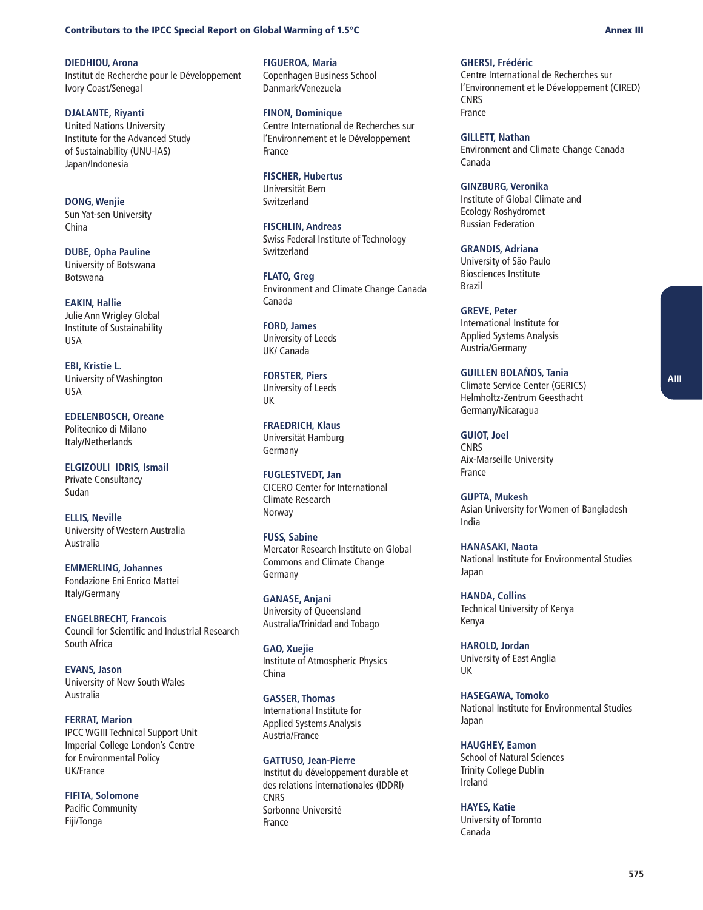**DIEDHIOU, Arona**
Institut de Recherche pour le Développement
Ivory Coast/Senegal

**DJALANTE, Riyanti**
United Nations University
Institute for the Advanced Study
of Sustainability (UNU-IAS)
Japan/Indonesia

**DONG, Wenjie**
Sun Yat-sen University
China

**DUBE, Opha Pauline**
University of Botswana
Botswana

**EAKIN, Hallie**
Julie Ann Wrigley Global
Institute of Sustainability
USA

**EBI, Kristie L.**
University of Washington
USA

**EDELENBOSCH, Oreane**
Politecnico di Milano
Italy/Netherlands

**ELGIZOULI IDRIS, Ismail**
Private Consultancy
Sudan

**ELLIS, Neville**
University of Western Australia
Australia

**EMMERLING, Johannes**
Fondazione Eni Enrico Mattei
Italy/Germany

**ENGELBRECHT, Francois**
Council for Scientific and Industrial Research
South Africa

**EVANS, Jason**
University of New South Wales
Australia

**FERRAT, Marion**
IPCC WGIII Technical Support Unit
Imperial College London's Centre
for Environmental Policy
UK/France

**FIFITA, Solomone**
Pacific Community
Fiji/Tonga

**FIGUEROA, Maria**
Copenhagen Business School
Danmark/Venezuela

**FINON, Dominique**
Centre International de Recherches sur
l'Environnement et le Développement
France

**FISCHER, Hubertus**
Universität Bern
Switzerland

**FISCHLIN, Andreas**
Swiss Federal Institute of Technology
Switzerland

**FLATO, Greg**
Environment and Climate Change Canada
Canada

**FORD, James**
University of Leeds
UK/ Canada

**FORSTER, Piers**
University of Leeds
UK

**FRAEDRICH, Klaus**
Universität Hamburg
Germany

**FUGLESTVEDT, Jan**
CICERO Center for International
Climate Research
Norway

**FUSS, Sabine**
Mercator Research Institute on Global
Commons and Climate Change
Germany

**GANASE, Anjani**
University of Queensland
Australia/Trinidad and Tobago

**GAO, Xuejie**
Institute of Atmospheric Physics
China

**GASSER, Thomas**
International Institute for
Applied Systems Analysis
Austria/France

**GATTUSO, Jean-Pierre**
Institut du développement durable et
des relations internationales (IDDRI)
CNRS
Sorbonne Université
France

**GHERSI, Frédéric**
Centre International de Recherches sur
l'Environnement et le Développement (CIRED)
CNRS
France

**GILLETT, Nathan**
Environment and Climate Change Canada
Canada

**GINZBURG, Veronika**
Institute of Global Climate and
Ecology Roshydromet
Russian Federation

**GRANDIS, Adriana**
University of São Paulo
Biosciences Institute
Brazil

**GREVE, Peter**
International Institute for
Applied Systems Analysis
Austria/Germany

**GUILLEN BOLAÑOS, Tania**
Climate Service Center (GERICS)
Helmholtz-Zentrum Geesthacht
Germany/Nicaragua

**GUIOT, Joel**
CNRS
Aix-Marseille University
France

**GUPTA, Mukesh**
Asian University for Women of Bangladesh
India

**HANASAKI, Naota**
National Institute for Environmental Studies
Japan

**HANDA, Collins**
Technical University of Kenya
Kenya

**HAROLD, Jordan**
University of East Anglia
UK

**HASEGAWA, Tomoko**
National Institute for Environmental Studies
Japan

**HAUGHEY, Eamon**
School of Natural Sciences
Trinity College Dublin
Ireland

**HAYES, Katie**
University of Toronto
Canada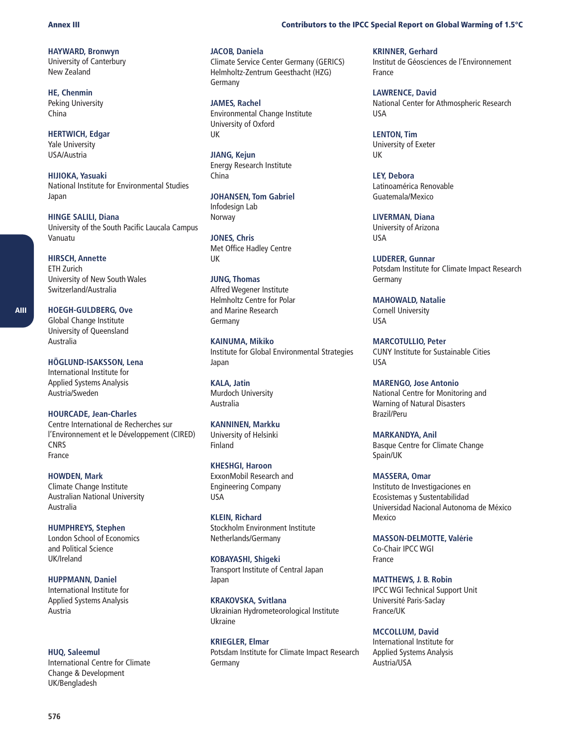**HAYWARD, Bronwyn**
University of Canterbury
New Zealand

**HE, Chenmin**
Peking University
China

**HERTWICH, Edgar**
Yale University
USA/Austria

**HIJIOKA, Yasuaki**
National Institute for Environmental Studies
Japan

**HINGE SALILI, Diana**
University of the South Pacific Laucala Campus
Vanuatu

**HIRSCH, Annette**
ETH Zurich
University of New South Wales
Switzerland/Australia

**HOEGH-GULDBERG, Ove**
Global Change Institute
University of Queensland
Australia

**HÖGLUND-ISAKSSON, Lena**
International Institute for
Applied Systems Analysis
Austria/Sweden

**HOURCADE, Jean-Charles**
Centre International de Recherches sur
l'Environnement et le Développement (CIRED)
CNRS
France

**HOWDEN, Mark**
Climate Change Institute
Australian National University
Australia

**HUMPHREYS, Stephen**
London School of Economics
and Political Science
UK/Ireland

**HUPPMANN, Daniel**
International Institute for
Applied Systems Analysis
Austria

**HUQ, Saleemul**
International Centre for Climate
Change & Development
UK/Bengladesh

**JACOB, Daniela**
Climate Service Center Germany (GERICS)
Helmholtz-Zentrum Geesthacht (HZG)
Germany

**JAMES, Rachel**
Environmental Change Institute
University of Oxford
UK

**JIANG, Kejun**
Energy Research Institute
China

**JOHANSEN, Tom Gabriel**
Infodesign Lab
Norway

**JONES, Chris**
Met Office Hadley Centre
UK

**JUNG, Thomas**
Alfred Wegener Institute
Helmholtz Centre for Polar
and Marine Research
Germany

**KAINUMA, Mikiko**
Institute for Global Environmental Strategies
Japan

**KALA, Jatin**
Murdoch University
Australia

**KANNINEN, Markku**
University of Helsinki
Finland

**KHESHGI, Haroon**
ExxonMobil Research and
Engineering Company
USA

**KLEIN, Richard**
Stockholm Environment Institute
Netherlands/Germany

**KOBAYASHI, Shigeki**
Transport Institute of Central Japan
Japan

**KRAKOVSKA, Svitlana**
Ukrainian Hydrometeorological Institute
Ukraine

**KRIEGLER, Elmar**
Potsdam Institute for Climate Impact Research
Germany

**KRINNER, Gerhard**
Institut de Géosciences de l'Environnement
France

**LAWRENCE, David**
National Center for Athmospheric Research
USA

**LENTON, Tim**
University of Exeter
UK

**LEY, Debora**
Latinoamérica Renovable
Guatemala/Mexico

**LIVERMAN, Diana**
University of Arizona
USA

**LUDERER, Gunnar**
Potsdam Institute for Climate Impact Research
Germany

**MAHOWALD, Natalie**
Cornell University
USA

**MARCOTULLIO, Peter**
CUNY Institute for Sustainable Cities
USA

**MARENGO, Jose Antonio**
National Centre for Monitoring and
Warning of Natural Disasters
Brazil/Peru

**MARKANDYA, Anil**
Basque Centre for Climate Change
Spain/UK

**MASSERA, Omar**
Instituto de Investigaciones en
Ecosistemas y Sustentabilidad
Universidad Nacional Autonoma de México
Mexico

**MASSON-DELMOTTE, Valérie**
Co-Chair IPCC WGI
France

**MATTHEWS, J. B. Robin**
IPCC WGI Technical Support Unit
Université Paris-Saclay
France/UK

**MCCOLLUM, David**
International Institute for
Applied Systems Analysis
Austria/USA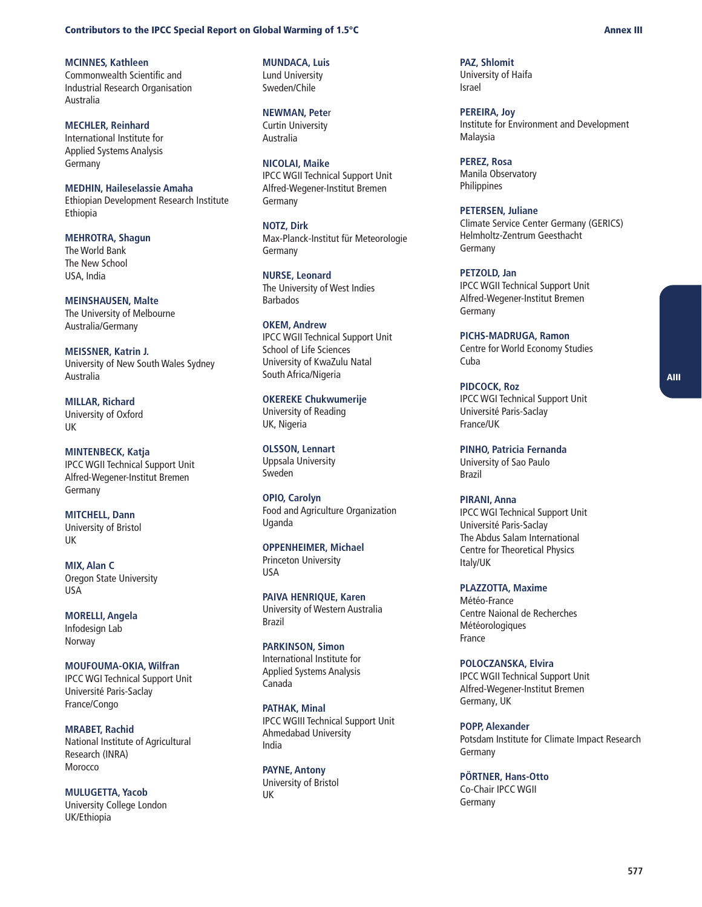**MCINNES, Kathleen**
Commonwealth Scientific and Industrial Research Organisation
Australia

**MECHLER, Reinhard**
International Institute for Applied Systems Analysis
Germany

**MEDHIN, Haileselassie Amaha**
Ethiopian Development Research Institute
Ethiopia

**MEHROTRA, Shagun**
The World Bank
The New School
USA, India

**MEINSHAUSEN, Malte**
The University of Melbourne
Australia/Germany

**MEISSNER, Katrin J.**
University of New South Wales Sydney
Australia

**MILLAR, Richard**
University of Oxford
UK

**MINTENBECK, Katja**
IPCC WGII Technical Support Unit
Alfred-Wegener-Institut Bremen
Germany

**MITCHELL, Dann**
University of Bristol
UK

**MIX, Alan C**
Oregon State University
USA

**MORELLI, Angela**
Infodesign Lab
Norway

**MOUFOUMA-OKIA, Wilfran**
IPCC WGI Technical Support Unit
Université Paris-Saclay
France/Congo

**MRABET, Rachid**
National Institute of Agricultural Research (INRA)
Morocco

**MULUGETTA, Yacob**
University College London
UK/Ethiopia

**MUNDACA, Luis**
Lund University
Sweden/Chile

**NEWMAN, Peter**
Curtin University
Australia

**NICOLAI, Maike**
IPCC WGII Technical Support Unit
Alfred-Wegener-Institut Bremen
Germany

**NOTZ, Dirk**
Max-Planck-Institut für Meteorologie
Germany

**NURSE, Leonard**
The University of West Indies
Barbados

**OKEM, Andrew**
IPCC WGII Technical Support Unit
School of Life Sciences
University of KwaZulu Natal
South Africa/Nigeria

**OKEREKE Chukwumerije**
University of Reading
UK, Nigeria

**OLSSON, Lennart**
Uppsala University
Sweden

**OPIO, Carolyn**
Food and Agriculture Organization
Uganda

**OPPENHEIMER, Michael**
Princeton University
USA

**PAIVA HENRIQUE, Karen**
University of Western Australia
Brazil

**PARKINSON, Simon**
International Institute for Applied Systems Analysis
Canada

**PATHAK, Minal**
IPCC WGIII Technical Support Unit
Ahmedabad University
India

**PAYNE, Antony**
University of Bristol
UK

**PAZ, Shlomit**
University of Haifa
Israel

**PEREIRA, Joy**
Institute for Environment and Development
Malaysia

**PEREZ, Rosa**
Manila Observatory
Philippines

**PETERSEN, Juliane**
Climate Service Center Germany (GERICS)
Helmholtz-Zentrum Geesthacht
Germany

**PETZOLD, Jan**
IPCC WGII Technical Support Unit
Alfred-Wegener-Institut Bremen
Germany

**PICHS-MADRUGA, Ramon**
Centre for World Economy Studies
Cuba

**PIDCOCK, Roz**
IPCC WGI Technical Support Unit
Université Paris-Saclay
France/UK

**PINHO, Patricia Fernanda**
University of Sao Paulo
Brazil

**PIRANI, Anna**
IPCC WGI Technical Support Unit
Université Paris-Saclay
The Abdus Salam International Centre for Theoretical Physics
Italy/UK

**PLAZZOTTA, Maxime**
Météo-France
Centre Naional de Recherches Météorologiques
France

**POLOCZANSKA, Elvira**
IPCC WGII Technical Support Unit
Alfred-Wegener-Institut Bremen
Germany, UK

**POPP, Alexander**
Potsdam Institute for Climate Impact Research
Germany

**PÖRTNER, Hans-Otto**
Co-Chair IPCC WGII
Germany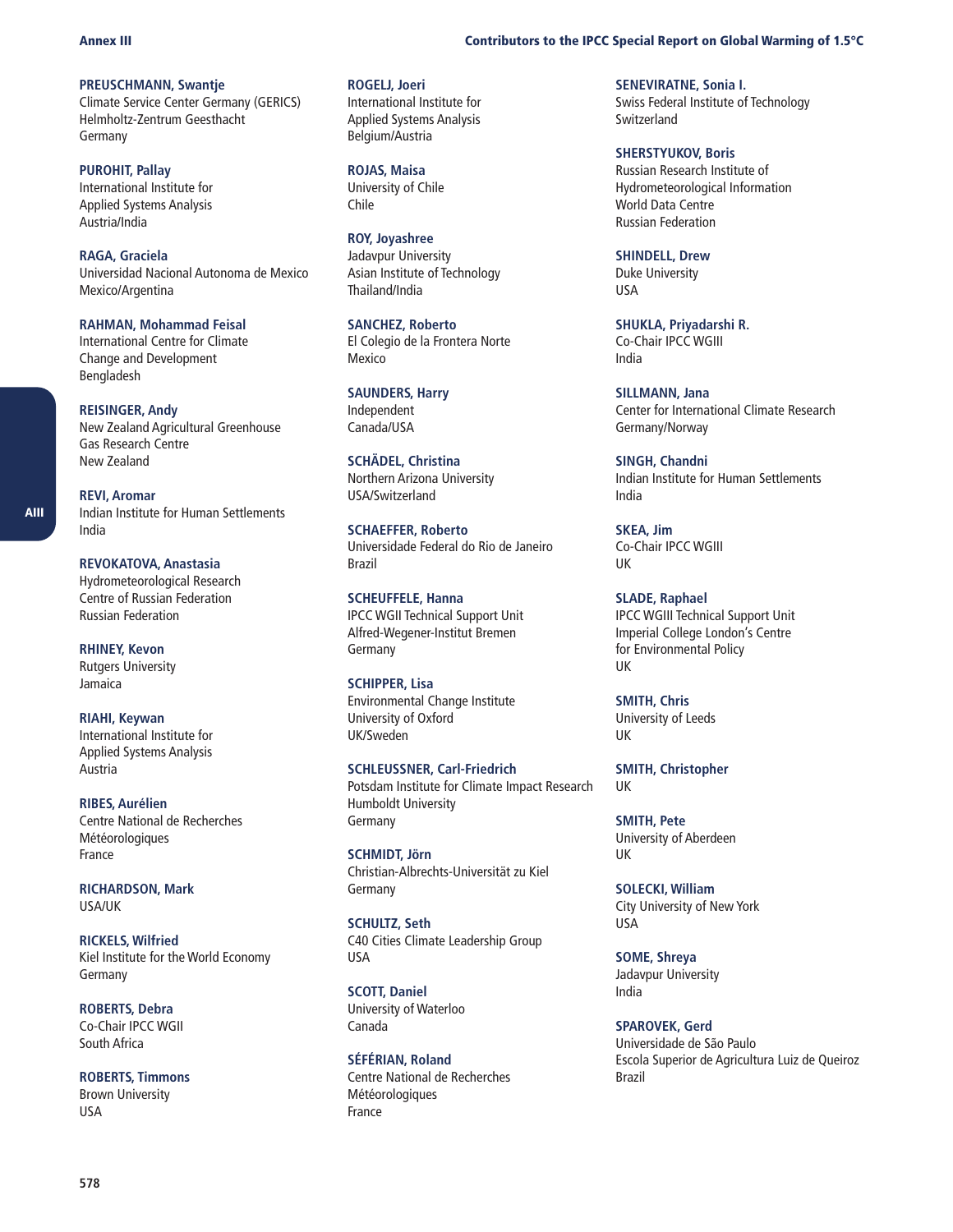**PREUSCHMANN, Swantje**
Climate Service Center Germany (GERICS)
Helmholtz-Zentrum Geesthacht
Germany

**PUROHIT, Pallay**
International Institute for
Applied Systems Analysis
Austria/India

**RAGA, Graciela**
Universidad Nacional Autonoma de Mexico
Mexico/Argentina

**RAHMAN, Mohammad Feisal**
International Centre for Climate
Change and Development
Bengladesh

**REISINGER, Andy**
New Zealand Agricultural Greenhouse
Gas Research Centre
New Zealand

**REVI, Aromar**
Indian Institute for Human Settlements
India

**REVOKATOVA, Anastasia**
Hydrometeorological Research
Centre of Russian Federation
Russian Federation

**RHINEY, Kevon**
Rutgers University
Jamaica

**RIAHI, Keywan**
International Institute for
Applied Systems Analysis
Austria

**RIBES, Aurélien**
Centre National de Recherches
Météorologiques
France

**RICHARDSON, Mark**
USA/UK

**RICKELS, Wilfried**
Kiel Institute for the World Economy
Germany

**ROBERTS, Debra**
Co-Chair IPCC WGII
South Africa

**ROBERTS, Timmons**
Brown University
USA

**ROGELJ, Joeri**
International Institute for
Applied Systems Analysis
Belgium/Austria

**ROJAS, Maisa**
University of Chile
Chile

**ROY, Joyashree**
Jadavpur University
Asian Institute of Technology
Thailand/India

**SANCHEZ, Roberto**
El Colegio de la Frontera Norte
Mexico

**SAUNDERS, Harry**
Independent
Canada/USA

**SCHÄDEL, Christina**
Northern Arizona University
USA/Switzerland

**SCHAEFFER, Roberto**
Universidade Federal do Rio de Janeiro
Brazil

**SCHEUFFELE, Hanna**
IPCC WGII Technical Support Unit
Alfred-Wegener-Institut Bremen
Germany

**SCHIPPER, Lisa**
Environmental Change Institute
University of Oxford
UK/Sweden

**SCHLEUSSNER, Carl-Friedrich**
Potsdam Institute for Climate Impact Research
Humboldt University
Germany

**SCHMIDT, Jörn**
Christian-Albrechts-Universität zu Kiel
Germany

**SCHULTZ, Seth**
C40 Cities Climate Leadership Group
USA

**SCOTT, Daniel**
University of Waterloo
Canada

**SÉFÉRIAN, Roland**
Centre National de Recherches
Météorologiques
France

**SENEVIRATNE, Sonia I.**
Swiss Federal Institute of Technology
Switzerland

**SHERSTYUKOV, Boris**
Russian Research Institute of
Hydrometeorological Information
World Data Centre
Russian Federation

**SHINDELL, Drew**
Duke University
USA

**SHUKLA, Priyadarshi R.**
Co-Chair IPCC WGIII
India

**SILLMANN, Jana**
Center for International Climate Research
Germany/Norway

**SINGH, Chandni**
Indian Institute for Human Settlements
India

**SKEA, Jim**
Co-Chair IPCC WGIII
UK

**SLADE, Raphael**
IPCC WGIII Technical Support Unit
Imperial College London's Centre
for Environmental Policy
UK

**SMITH, Chris**
University of Leeds
UK

**SMITH, Christopher**
UK

**SMITH, Pete**
University of Aberdeen
UK

**SOLECKI, William**
City University of New York
USA

**SOME, Shreya**
Jadavpur University
India

**SPAROVEK, Gerd**
Universidade de São Paulo
Escola Superior de Agricultura Luiz de Queiroz
Brazil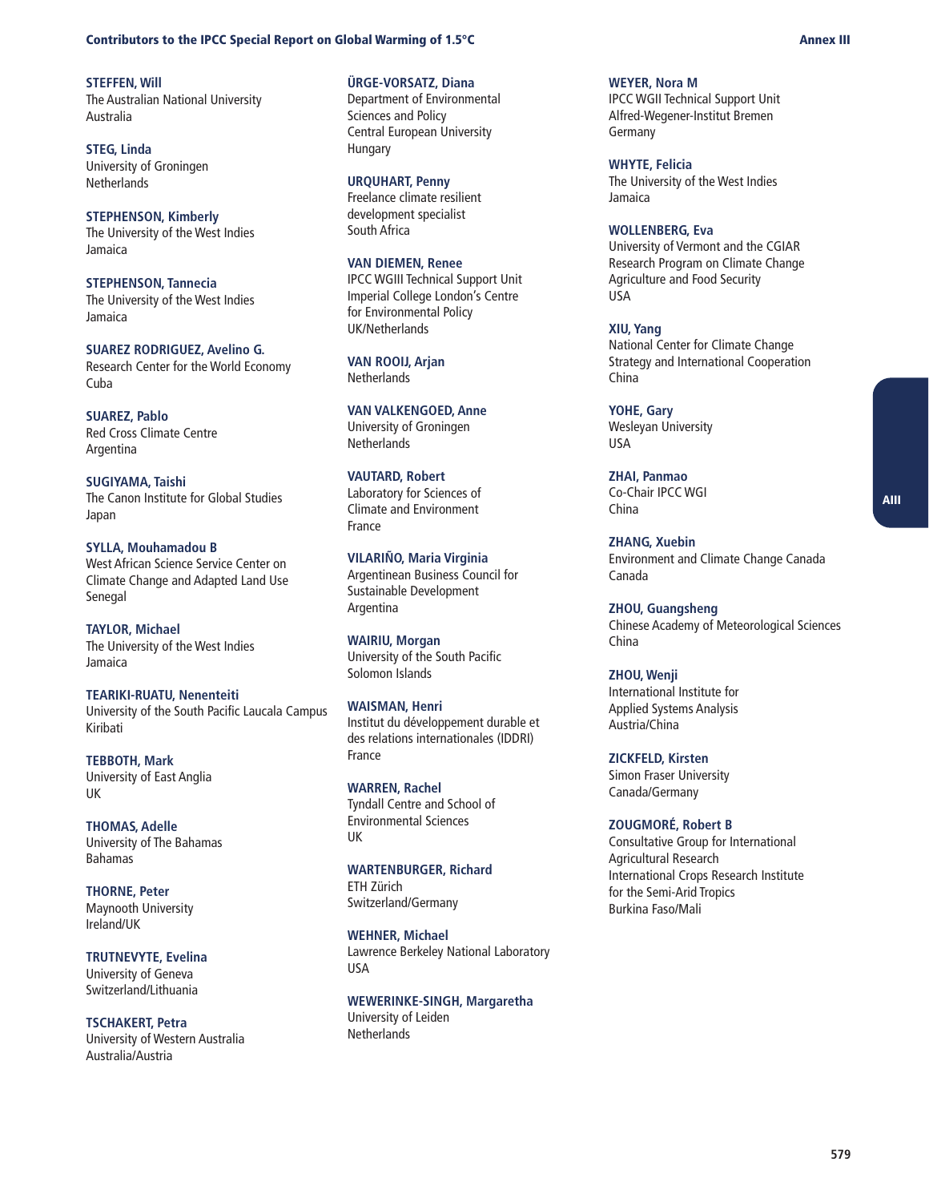**STEFFEN, Will**
The Australian National University
Australia

**STEG, Linda**
University of Groningen
Netherlands

**STEPHENSON, Kimberly**
The University of the West Indies
Jamaica

**STEPHENSON, Tannecia**
The University of the West Indies
Jamaica

**SUAREZ RODRIGUEZ, Avelino G.**
Research Center for the World Economy
Cuba

**SUAREZ, Pablo**
Red Cross Climate Centre
Argentina

**SUGIYAMA, Taishi**
The Canon Institute for Global Studies
Japan

**SYLLA, Mouhamadou B**
West African Science Service Center on Climate Change and Adapted Land Use
Senegal

**TAYLOR, Michael**
The University of the West Indies
Jamaica

**TEARIKI-RUATU, Nenenteiti**
University of the South Pacific Laucala Campus
Kiribati

**TEBBOTH, Mark**
University of East Anglia
UK

**THOMAS, Adelle**
University of The Bahamas
Bahamas

**THORNE, Peter**
Maynooth University
Ireland/UK

**TRUTNEVYTE, Evelina**
University of Geneva
Switzerland/Lithuania

**TSCHAKERT, Petra**
University of Western Australia
Australia/Austria

**ÜRGE-VORSATZ, Diana**
Department of Environmental Sciences and Policy
Central European University
Hungary

**URQUHART, Penny**
Freelance climate resilient development specialist
South Africa

**VAN DIEMEN, Renee**
IPCC WGIII Technical Support Unit
Imperial College London's Centre for Environmental Policy
UK/Netherlands

**VAN ROOIJ, Arjan**
Netherlands

**VAN VALKENGOED, Anne**
University of Groningen
Netherlands

**VAUTARD, Robert**
Laboratory for Sciences of Climate and Environment
France

**VILARIÑO, Maria Virginia**
Argentinean Business Council for Sustainable Development
Argentina

**WAIRIU, Morgan**
University of the South Pacific
Solomon Islands

**WAISMAN, Henri**
Institut du développement durable et des relations internationales (IDDRI)
France

**WARREN, Rachel**
Tyndall Centre and School of Environmental Sciences
UK

**WARTENBURGER, Richard**
ETH Zürich
Switzerland/Germany

**WEHNER, Michael**
Lawrence Berkeley National Laboratory
USA

**WEWERINKE-SINGH, Margaretha**
University of Leiden
Netherlands

**WEYER, Nora M**
IPCC WGII Technical Support Unit
Alfred-Wegener-Institut Bremen
Germany

**WHYTE, Felicia**
The University of the West Indies
Jamaica

**WOLLENBERG, Eva**
University of Vermont and the CGIAR Research Program on Climate Change Agriculture and Food Security
USA

**XIU, Yang**
National Center for Climate Change Strategy and International Cooperation
China

**YOHE, Gary**
Wesleyan University
USA

**ZHAI, Panmao**
Co-Chair IPCC WGI
China

**ZHANG, Xuebin**
Environment and Climate Change Canada
Canada

**ZHOU, Guangsheng**
Chinese Academy of Meteorological Sciences
China

**ZHOU, Wenji**
International Institute for Applied Systems Analysis
Austria/China

**ZICKFELD, Kirsten**
Simon Fraser University
Canada/Germany

**ZOUGMORÉ, Robert B**
Consultative Group for International Agricultural Research
International Crops Research Institute for the Semi-Arid Tropics
Burkina Faso/Mali